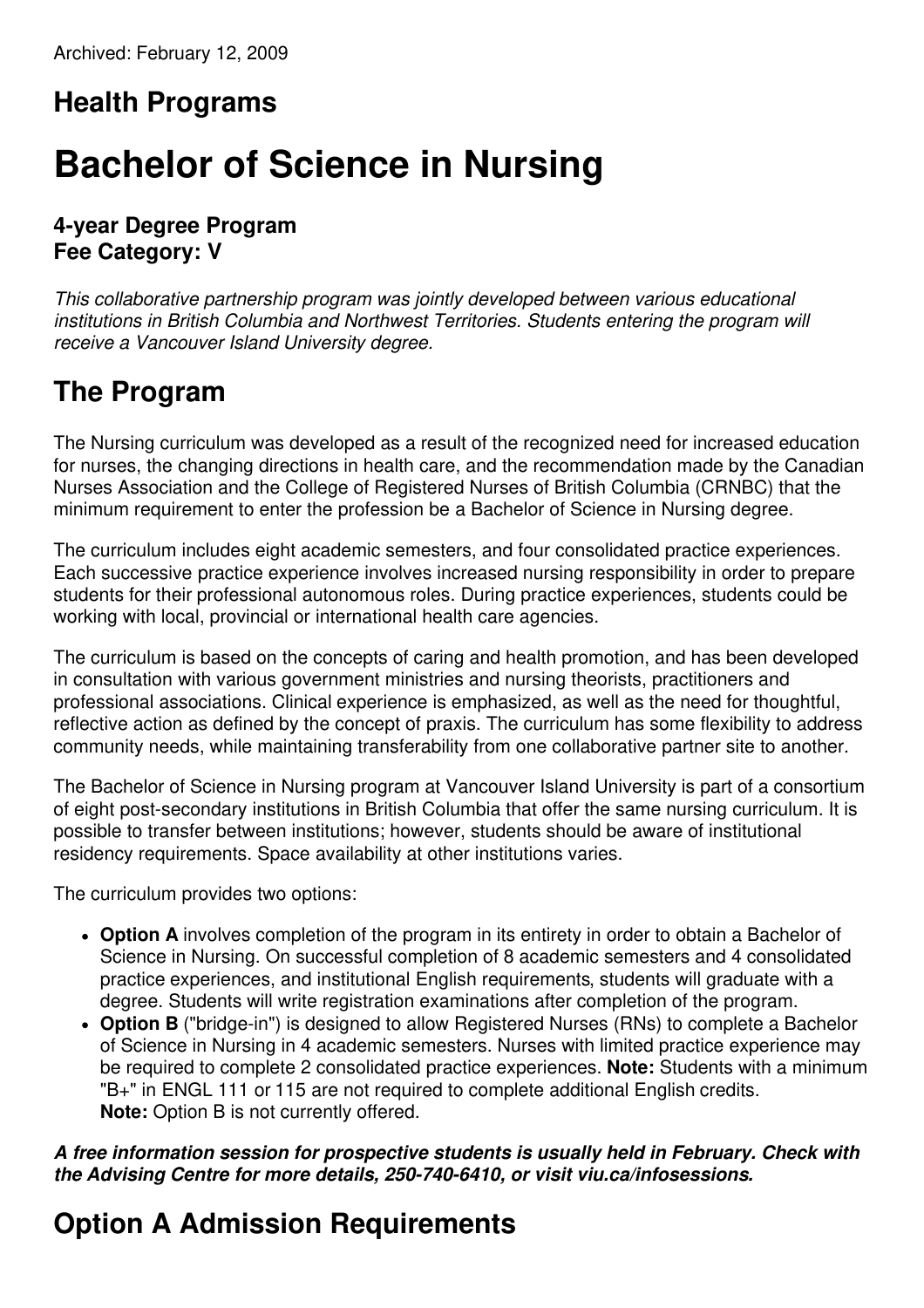Archived: February 12, 2009

## Health Programs

# Bachelor of Science in Nursing

### 4-year Degree Program
### Fee Category: V

*This collaborative partnership program was jointly developed between various educational institutions in British Columbia and Northwest Territories. Students entering the program will receive a Vancouver Island University degree.*

## The Program

The Nursing curriculum was developed as a result of the recognized need for increased education for nurses, the changing directions in health care, and the recommendation made by the Canadian Nurses Association and the College of Registered Nurses of British Columbia (CRNBC) that the minimum requirement to enter the profession be a Bachelor of Science in Nursing degree.

The curriculum includes eight academic semesters, and four consolidated practice experiences. Each successive practice experience involves increased nursing responsibility in order to prepare students for their professional autonomous roles. During practice experiences, students could be working with local, provincial or international health care agencies.

The curriculum is based on the concepts of caring and health promotion, and has been developed in consultation with various government ministries and nursing theorists, practitioners and professional associations. Clinical experience is emphasized, as well as the need for thoughtful, reflective action as defined by the concept of praxis. The curriculum has some flexibility to address community needs, while maintaining transferability from one collaborative partner site to another.

The Bachelor of Science in Nursing program at Vancouver Island University is part of a consortium of eight post-secondary institutions in British Columbia that offer the same nursing curriculum. It is possible to transfer between institutions; however, students should be aware of institutional residency requirements. Space availability at other institutions varies.

The curriculum provides two options:

- **Option A** involves completion of the program in its entirety in order to obtain a Bachelor of Science in Nursing. On successful completion of 8 academic semesters and 4 consolidated practice experiences, and institutional English requirements, students will graduate with a degree. Students will write registration examinations after completion of the program.
- **Option B** ("bridge-in") is designed to allow Registered Nurses (RNs) to complete a Bachelor of Science in Nursing in 4 academic semesters. Nurses with limited practice experience may be required to complete 2 consolidated practice experiences. **Note:** Students with a minimum "B+" in ENGL 111 or 115 are not required to complete additional English credits.
  **Note:** Option B is not currently offered.

***A free information session for prospective students is usually held in February. Check with the Advising Centre for more details, 250-740-6410, or visit viu.ca/infosessions.***

## Option A Admission Requirements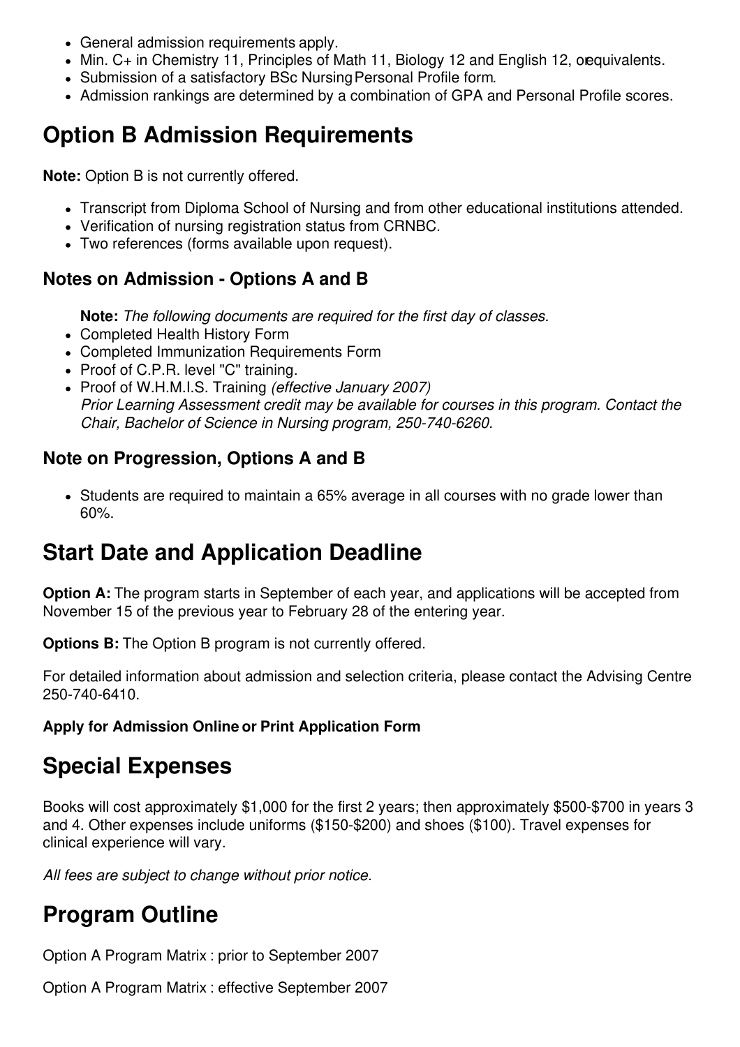- General admission requirements apply.
- Min. C+ in Chemistry 11, Principles of Math 11, Biology 12 and English 12, or equivalents.
- Submission of a satisfactory BSc Nursing Personal Profile form.
- Admission rankings are determined by a combination of GPA and Personal Profile scores.

## Option B Admission Requirements

**Note:** Option B is not currently offered.

- Transcript from Diploma School of Nursing and from other educational institutions attended.
- Verification of nursing registration status from CRNBC.
- Two references (forms available upon request).

### Notes on Admission - Options A and B

**Note:** *The following documents are required for the first day of classes.*

- Completed Health History Form
- Completed Immunization Requirements Form
- Proof of C.P.R. level "C" training.
- Proof of W.H.M.I.S. Training *(effective January 2007)*
  *Prior Learning Assessment credit may be available for courses in this program. Contact the Chair, Bachelor of Science in Nursing program, 250-740-6260.*

### Note on Progression, Options A and B

- Students are required to maintain a 65% average in all courses with no grade lower than 60%.

## Start Date and Application Deadline

**Option A:** The program starts in September of each year, and applications will be accepted from November 15 of the previous year to February 28 of the entering year.

**Options B:** The Option B program is not currently offered.

For detailed information about admission and selection criteria, please contact the Advising Centre 250-740-6410.

**Apply for Admission Online or Print Application Form**

## Special Expenses

Books will cost approximately $1,000 for the first 2 years; then approximately $500-$700 in years 3 and 4. Other expenses include uniforms ($150-$200) and shoes ($100). Travel expenses for clinical experience will vary.

*All fees are subject to change without prior notice.*

## Program Outline

Option A Program Matrix : prior to September 2007

Option A Program Matrix : effective September 2007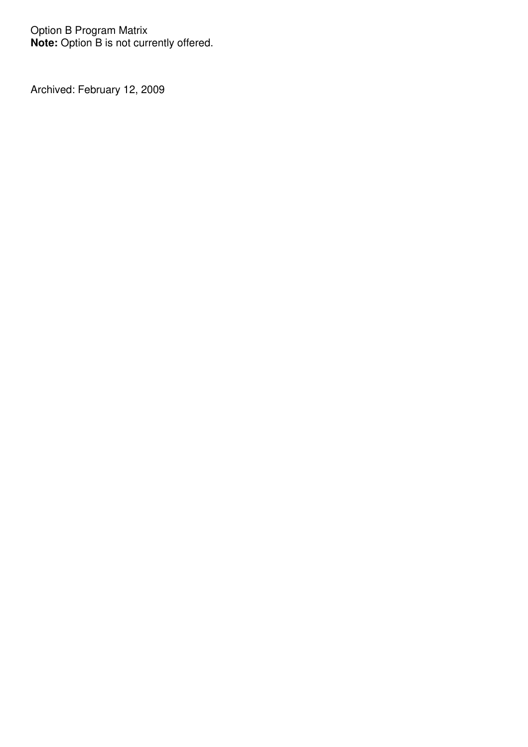Option B Program Matrix
**Note:** Option B is not currently offered.

Archived: February 12, 2009